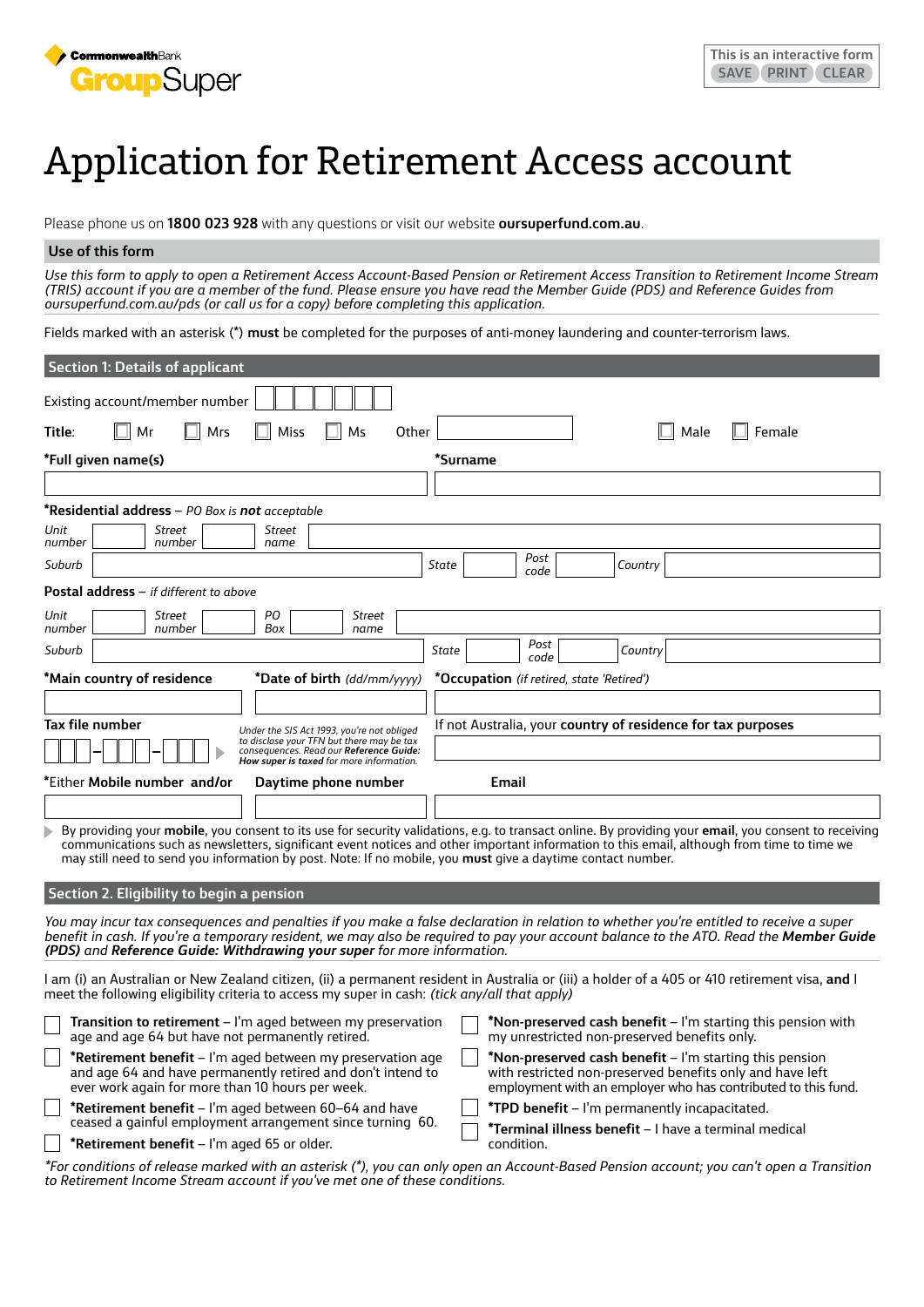CommonwealthBank GroupSuper

This is an interactive form SAVE PRINT CLEAR

# Application for Retirement Access account

Please phone us on **1800 023 928** with any questions or visit our website **oursuperfund.com.au**.

## Use of this form

*Use this form to apply to open a Retirement Access Account-Based Pension or Retirement Access Transition to Retirement Income Stream (TRIS) account if you are a member of the fund. Please ensure you have read the Member Guide (PDS) and Reference Guides from oursuperfund.com.au/pds (or call us for a copy) before completing this application.*

Fields marked with an asterisk (*) **must** be completed for the purposes of anti-money laundering and counter-terrorism laws.

## Section 1: Details of applicant

Existing account/member number ☐☐☐☐☐☐

**Title:** ☐ Mr ☐ Mrs ☐ Miss ☐ Ms Other __________ ☐ Male ☐ Female

***Full given name(s)** __________ ***Surname** __________

***Residential address** – *PO Box is **not** acceptable*

*Unit number* ____ *Street number* ____ *Street name* __________

*Suburb* __________ *State* ____ *Post code* ____ *Country* __________

**Postal address** – *if different to above*

*Unit number* ____ *Street number* ____ *PO Box* ____ *Street name* __________

*Suburb* __________ *State* ____ *Post code* ____ *Country* __________

***Main country of residence** __________ ***Date of birth** *(dd/mm/yyyy)* __________ ***Occupation** *(if retired, state 'Retired')* __________

**Tax file number** ☐☐☐–☐☐☐–☐☐☐

*Under the SIS Act 1993, you're not obliged to disclose your TFN but there may be tax consequences. Read our **Reference Guide: How super is taxed** for more information.*

If not Australia, your **country of residence for tax purposes** __________

*Either **Mobile number** and/or **Daytime phone number** __________ **Email** __________

By providing your **mobile**, you consent to its use for security validations, e.g. to transact online. By providing your **email**, you consent to receiving communications such as newsletters, significant event notices and other important information to this email, although from time to time we may still need to send you information by post. Note: If no mobile, you **must** give a daytime contact number.

## Section 2. Eligibility to begin a pension

*You may incur tax consequences and penalties if you make a false declaration in relation to whether you're entitled to receive a super benefit in cash. If you're a temporary resident, we may also be required to pay your account balance to the ATO. Read the **Member Guide (PDS)** and **Reference Guide: Withdrawing your super** for more information.*

I am (i) an Australian or New Zealand citizen, (ii) a permanent resident in Australia or (iii) a holder of a 405 or 410 retirement visa, **and** I meet the following eligibility criteria to access my super in cash: *(tick any/all that apply)*

- ☐ **Transition to retirement** – I'm aged between my preservation age and age 64 but have not permanently retired.
- ☐ ***Retirement benefit** – I'm aged between my preservation age and age 64 and have permanently retired and don't intend to ever work again for more than 10 hours per week.
- ☐ ***Retirement benefit** – I'm aged between 60–64 and have ceased a gainful employment arrangement since turning 60.
- ☐ ***Retirement benefit** – I'm aged 65 or older.
- ☐ ***Non-preserved cash benefit** – I'm starting this pension with my unrestricted non-preserved benefits only.
- ☐ ***Non-preserved cash benefit** – I'm starting this pension with restricted non-preserved benefits only and have left employment with an employer who has contributed to this fund.
- ☐ ***TPD benefit** – I'm permanently incapacitated.
- ☐ ***Terminal illness benefit** – I have a terminal medical condition.

*\*For conditions of release marked with an asterisk (\*), you can only open an Account-Based Pension account; you can't open a Transition to Retirement Income Stream account if you've met one of these conditions.*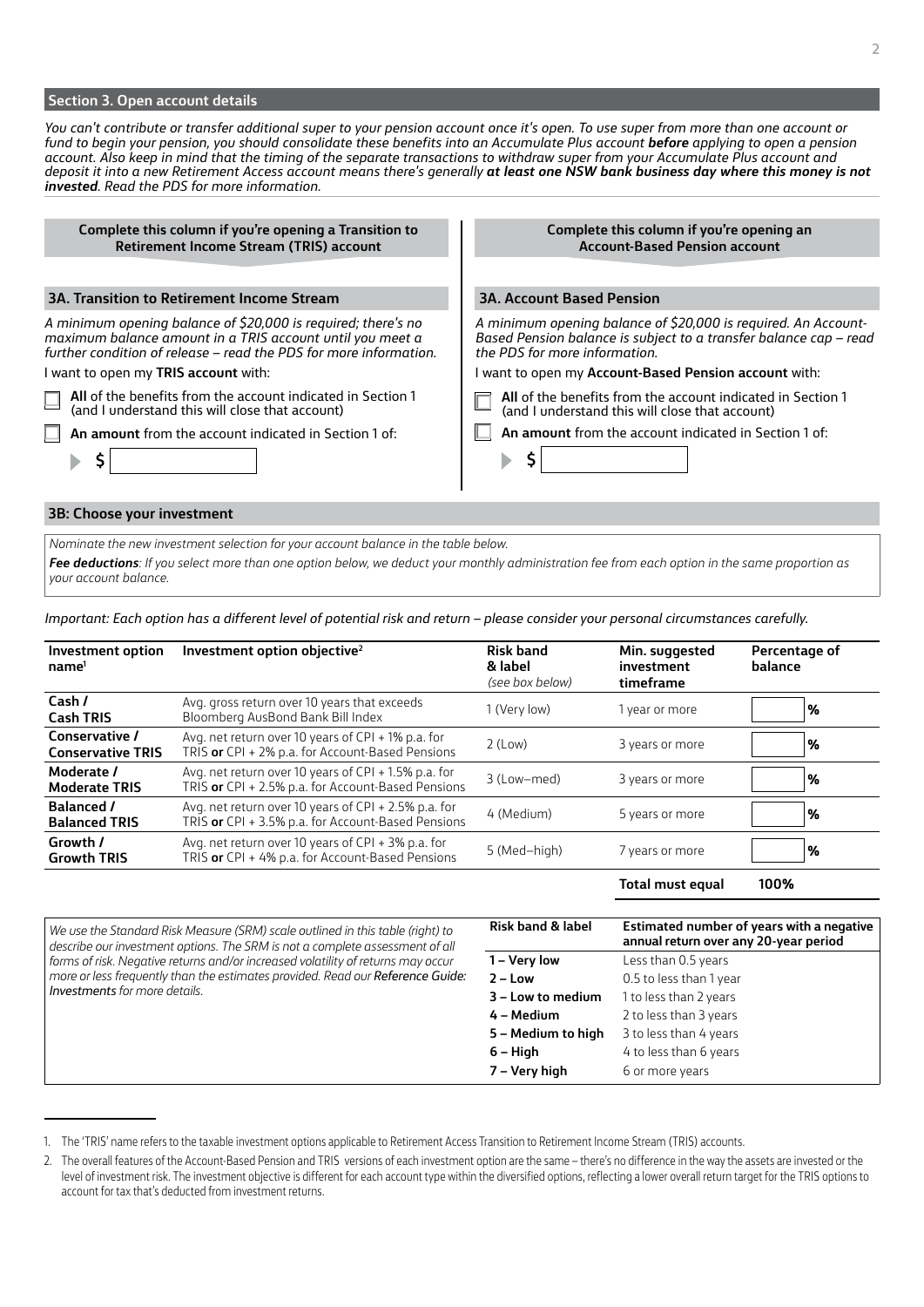## Section 3. Open account details

*You can't contribute or transfer additional super to your pension account once it's open. To use super from more than one account or fund to begin your pension, you should consolidate these benefits into an Accumulate Plus account **before** applying to open a pension account. Also keep in mind that the timing of the separate transactions to withdraw super from your Accumulate Plus account and deposit it into a new Retirement Access account means there's generally **at least one NSW bank business day where this money is not invested**. Read the PDS for more information.*

**Complete this column if you're opening a Transition to Retirement Income Stream (TRIS) account**

### 3A. Transition to Retirement Income Stream

*A minimum opening balance of $20,000 is required; there's no maximum balance amount in a TRIS account until you meet a further condition of release – read the PDS for more information.*

I want to open my **TRIS account** with:

- ☐ **All** of the benefits from the account indicated in Section 1 (and I understand this will close that account)
- ☐ **An amount** from the account indicated in Section 1 of:

$ ____________

**Complete this column if you're opening an Account-Based Pension account**

### 3A. Account Based Pension

*A minimum opening balance of $20,000 is required. An Account-Based Pension balance is subject to a transfer balance cap – read the PDS for more information.*

I want to open my **Account-Based Pension account** with:

- ☐ **All** of the benefits from the account indicated in Section 1 (and I understand this will close that account)
- ☐ **An amount** from the account indicated in Section 1 of:

$ ____________

### 3B: Choose your investment

*Nominate the new investment selection for your account balance in the table below.*

***Fee deductions**: If you select more than one option below, we deduct your monthly administration fee from each option in the same proportion as your account balance.*

*Important: Each option has a different level of potential risk and return – please consider your personal circumstances carefully.*

| Investment option name[1] | Investment option objective[2] | Risk band & label *(see box below)* | Min. suggested investment timeframe | Percentage of balance |
|---|---|---|---|---|
| **Cash / Cash TRIS** | Avg. gross return over 10 years that exceeds Bloomberg AusBond Bank Bill Index | 1 (Very low) | 1 year or more | % |
| **Conservative / Conservative TRIS** | Avg. net return over 10 years of CPI + 1% p.a. for TRIS **or** CPI + 2% p.a. for Account-Based Pensions | 2 (Low) | 3 years or more | % |
| **Moderate / Moderate TRIS** | Avg. net return over 10 years of CPI + 1.5% p.a. for TRIS **or** CPI + 2.5% p.a. for Account-Based Pensions | 3 (Low–med) | 3 years or more | % |
| **Balanced / Balanced TRIS** | Avg. net return over 10 years of CPI + 2.5% p.a. for TRIS **or** CPI + 3.5% p.a. for Account-Based Pensions | 4 (Medium) | 5 years or more | % |
| **Growth / Growth TRIS** | Avg. net return over 10 years of CPI + 3% p.a. for TRIS **or** CPI + 4% p.a. for Account-Based Pensions | 5 (Med–high) | 7 years or more | % |
| | | | **Total must equal** | **100%** |

*We use the Standard Risk Measure (SRM) scale outlined in this table (right) to describe our investment options. The SRM is not a complete assessment of all forms of risk. Negative returns and/or increased volatility of returns may occur more or less frequently than the estimates provided. Read our **Reference Guide: Investments** for more details.*

| Risk band & label | Estimated number of years with a negative annual return over any 20-year period |
|---|---|
| **1 – Very low** | Less than 0.5 years |
| **2 – Low** | 0.5 to less than 1 year |
| **3 – Low to medium** | 1 to less than 2 years |
| **4 – Medium** | 2 to less than 3 years |
| **5 – Medium to high** | 3 to less than 4 years |
| **6 – High** | 4 to less than 6 years |
| **7 – Very high** | 6 or more years |

1. The 'TRIS' name refers to the taxable investment options applicable to Retirement Access Transition to Retirement Income Stream (TRIS) accounts.
2. The overall features of the Account-Based Pension and TRIS versions of each investment option are the same – there's no difference in the way the assets are invested or the level of investment risk. The investment objective is different for each account type within the diversified options, reflecting a lower overall return target for the TRIS options to account for tax that's deducted from investment returns.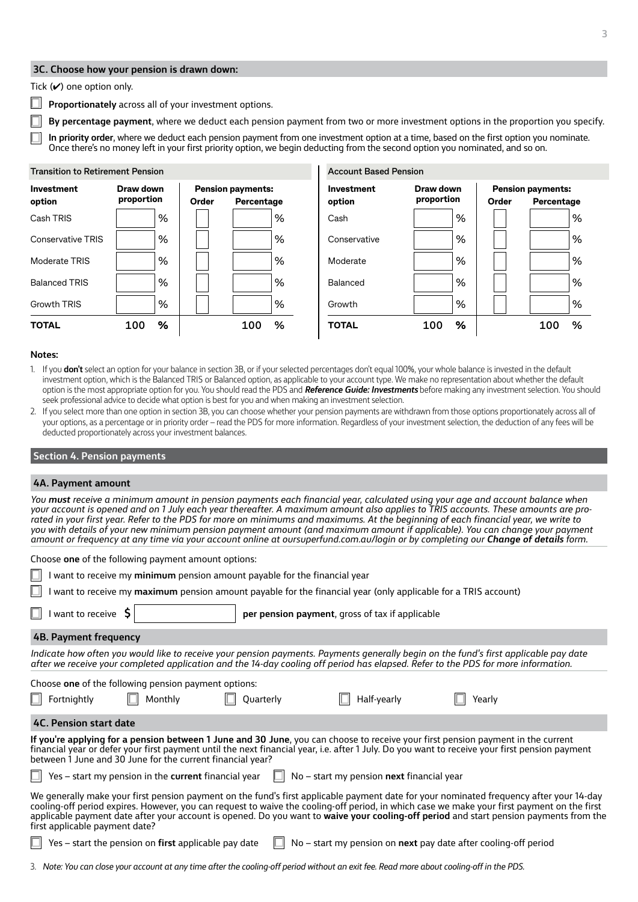### 3C. Choose how your pension is drawn down:

Tick (✔) one option only.

☐ **Proportionately** across all of your investment options.

☐ **By percentage payment**, where we deduct each pension payment from two or more investment options in the proportion you specify.

☐ **In priority order**, where we deduct each pension payment from one investment option at a time, based on the first option you nominate. Once there's no money left in your first priority option, we begin deducting from the second option you nominated, and so on.

**Transition to Retirement Pension**

| Investment option | Draw down proportion | Pension payments: Order | Pension payments: Percentage |
|---|---|---|---|
| Cash TRIS | % | | % |
| Conservative TRIS | % | | % |
| Moderate TRIS | % | | % |
| Balanced TRIS | % | | % |
| Growth TRIS | % | | % |
| **TOTAL** | **100 %** | | **100 %** |

**Account Based Pension**

| Investment option | Draw down proportion | Pension payments: Order | Pension payments: Percentage |
|---|---|---|---|
| Cash | % | | % |
| Conservative | % | | % |
| Moderate | % | | % |
| Balanced | % | | % |
| Growth | % | | % |
| **TOTAL** | **100 %** | | **100 %** |

**Notes:**

1. If you **don't** select an option for your balance in section 3B, or if your selected percentages don't equal 100%, your whole balance is invested in the default investment option, which is the Balanced TRIS or Balanced option, as applicable to your account type. We make no representation about whether the default option is the most appropriate option for you. You should read the PDS and ***Reference Guide: Investments*** before making any investment selection. You should seek professional advice to decide what option is best for you and when making an investment selection.
2. If you select more than one option in section 3B, you can choose whether your pension payments are withdrawn from those options proportionately across all of your options, as a percentage or in priority order – read the PDS for more information. Regardless of your investment selection, the deduction of any fees will be deducted proportionately across your investment balances.

## Section 4. Pension payments

### 4A. Payment amount

*You **must** receive a minimum amount in pension payments each financial year, calculated using your age and account balance when your account is opened and on 1 July each year thereafter. A maximum amount also applies to TRIS accounts. These amounts are pro-rated in your first year. Refer to the PDS for more on minimums and maximums. At the beginning of each financial year, we write to you with details of your new minimum pension payment amount (and maximum amount if applicable). You can change your payment amount or frequency at any time via your account online at oursuperfund.com.au/login or by completing our **Change of details** form.*

Choose **one** of the following payment amount options:

☐ I want to receive my **minimum** pension amount payable for the financial year

☐ I want to receive my **maximum** pension amount payable for the financial year (only applicable for a TRIS account)

☐ I want to receive $ ________ **per pension payment**, gross of tax if applicable

### 4B. Payment frequency

*Indicate how often you would like to receive your pension payments. Payments generally begin on the fund's first applicable pay date after we receive your completed application and the 14-day cooling off period has elapsed. Refer to the PDS for more information.*

Choose **one** of the following pension payment options:

☐ Fortnightly ☐ Monthly ☐ Quarterly ☐ Half-yearly ☐ Yearly

### 4C. Pension start date

**If you're applying for a pension between 1 June and 30 June**, you can choose to receive your first pension payment in the current financial year or defer your first payment until the next financial year, i.e. after 1 July. Do you want to receive your first pension payment between 1 June and 30 June for the current financial year?

☐ Yes – start my pension in the **current** financial year ☐ No – start my pension **next** financial year

We generally make your first pension payment on the fund's first applicable payment date for your nominated frequency after your 14-day cooling-off period expires. However, you can request to waive the cooling-off period, in which case we make your first payment on the first applicable payment date after your account is opened. Do you want to **waive your cooling-off period** and start pension payments from the first applicable payment date?

☐ Yes – start the pension on **first** applicable pay date ☐ No – start my pension on **next** pay date after cooling-off period

3. *Note: You can close your account at any time after the cooling-off period without an exit fee. Read more about cooling-off in the PDS.*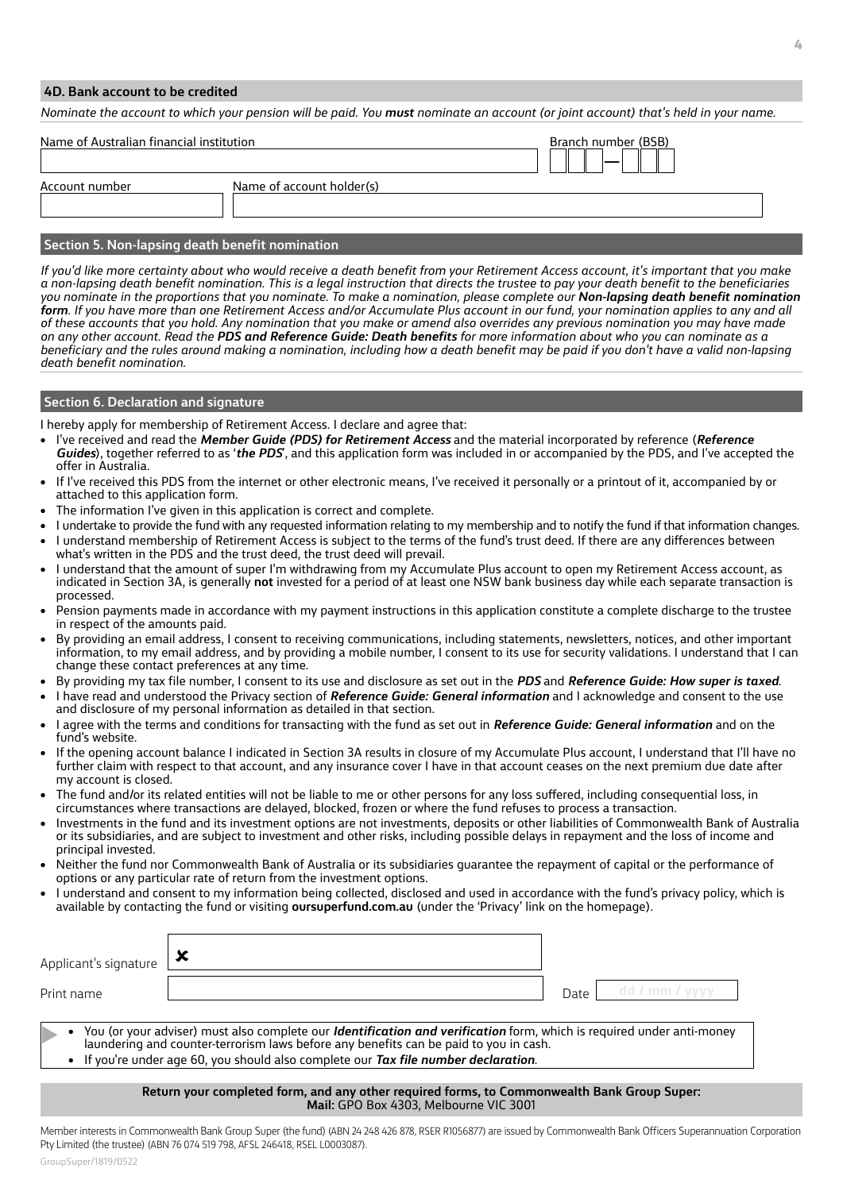### 4D. Bank account to be credited

*Nominate the account to which your pension will be paid. You **must** nominate an account (or joint account) that's held in your name.*

Name of Australian financial institution

Branch number (BSB)

Account number

Name of account holder(s)

### Section 5. Non-lapsing death benefit nomination

*If you'd like more certainty about who would receive a death benefit from your Retirement Access account, it's important that you make a non-lapsing death benefit nomination. This is a legal instruction that directs the trustee to pay your death benefit to the beneficiaries you nominate in the proportions that you nominate. To make a nomination, please complete our **Non-lapsing death benefit nomination form**. If you have more than one Retirement Access and/or Accumulate Plus account in our fund, your nomination applies to any and all of these accounts that you hold. Any nomination that you make or amend also overrides any previous nomination you may have made on any other account. Read the **PDS and Reference Guide: Death benefits** for more information about who you can nominate as a beneficiary and the rules around making a nomination, including how a death benefit may be paid if you don't have a valid non-lapsing death benefit nomination.*

### Section 6. Declaration and signature

I hereby apply for membership of Retirement Access. I declare and agree that:

- I've received and read the ***Member Guide (PDS) for Retirement Access*** and the material incorporated by reference (***Reference Guides***), together referred to as '***the PDS***', and this application form was included in or accompanied by the PDS, and I've accepted the offer in Australia.
- If I've received this PDS from the internet or other electronic means, I've received it personally or a printout of it, accompanied by or attached to this application form.
- The information I've given in this application is correct and complete.
- I undertake to provide the fund with any requested information relating to my membership and to notify the fund if that information changes.
- I understand membership of Retirement Access is subject to the terms of the fund's trust deed. If there are any differences between what's written in the PDS and the trust deed, the trust deed will prevail.
- I understand that the amount of super I'm withdrawing from my Accumulate Plus account to open my Retirement Access account, as indicated in Section 3A, is generally **not** invested for a period of at least one NSW bank business day while each separate transaction is processed.
- Pension payments made in accordance with my payment instructions in this application constitute a complete discharge to the trustee in respect of the amounts paid.
- By providing an email address, I consent to receiving communications, including statements, newsletters, notices, and other important information, to my email address, and by providing a mobile number, I consent to its use for security validations. I understand that I can change these contact preferences at any time.
- By providing my tax file number, I consent to its use and disclosure as set out in the ***PDS*** and ***Reference Guide: How super is taxed***.
- I have read and understood the Privacy section of ***Reference Guide: General information*** and I acknowledge and consent to the use and disclosure of my personal information as detailed in that section.
- I agree with the terms and conditions for transacting with the fund as set out in ***Reference Guide: General information*** and on the fund's website.
- If the opening account balance I indicated in Section 3A results in closure of my Accumulate Plus account, I understand that I'll have no further claim with respect to that account, and any insurance cover I have in that account ceases on the next premium due date after my account is closed.
- The fund and/or its related entities will not be liable to me or other persons for any loss suffered, including consequential loss, in circumstances where transactions are delayed, blocked, frozen or where the fund refuses to process a transaction.
- Investments in the fund and its investment options are not investments, deposits or other liabilities of Commonwealth Bank of Australia or its subsidiaries, and are subject to investment and other risks, including possible delays in repayment and the loss of income and principal invested.
- Neither the fund nor Commonwealth Bank of Australia or its subsidiaries guarantee the repayment of capital or the performance of options or any particular rate of return from the investment options.
- I understand and consent to my information being collected, disclosed and used in accordance with the fund's privacy policy, which is available by contacting the fund or visiting **oursuperfund.com.au** (under the 'Privacy' link on the homepage).

Applicant's signature ✘

Print name

Date dd / mm / yyyy

- You (or your adviser) must also complete our ***Identification and verification*** form, which is required under anti-money laundering and counter-terrorism laws before any benefits can be paid to you in cash.
- If you're under age 60, you should also complete our ***Tax file number declaration***.

**Return your completed form, and any other required forms, to Commonwealth Bank Group Super:**
**Mail:** GPO Box 4303, Melbourne VIC 3001

Member interests in Commonwealth Bank Group Super (the fund) (ABN 24 248 426 878, RSER R1056877) are issued by Commonwealth Bank Officers Superannuation Corporation Pty Limited (the trustee) (ABN 76 074 519 798, AFSL 246418, RSEL L0003087).

GroupSuper/1819/0522